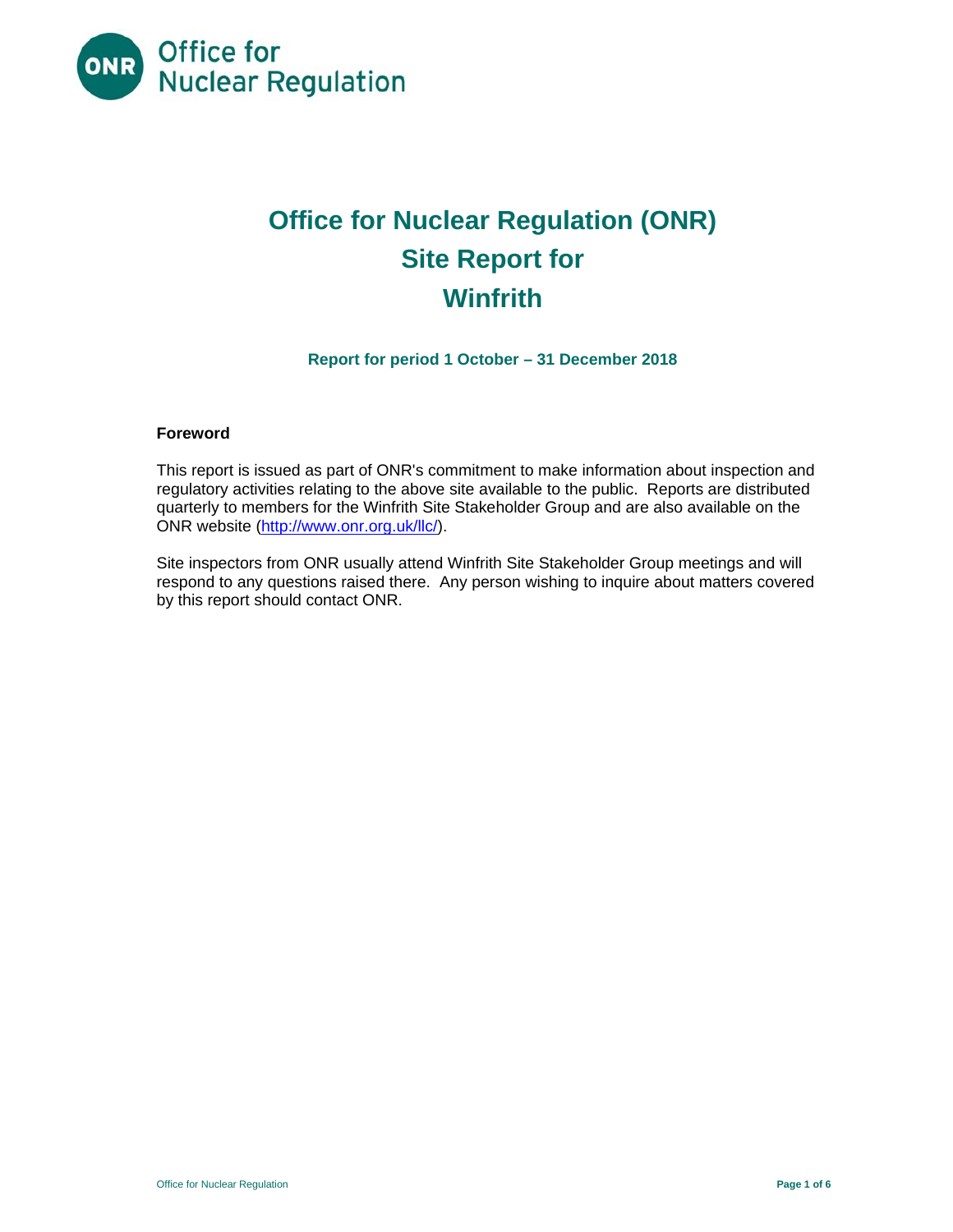# Office for Nuclear Regulation (ONR) Site Report for Winfrith

**Report for period 1 October – 31 December 2018**

**Foreword**

This report is issued as part of ONR's commitment to make information about inspection and regulatory activities relating to the above site available to the public. Reports are distributed quarterly to members for the Winfrith Site Stakeholder Group and are also available on the ONR website (http://www.onr.org.uk/llc/).

Site inspectors from ONR usually attend Winfrith Site Stakeholder Group meetings and will respond to any questions raised there. Any person wishing to inquire about matters covered by this report should contact ONR.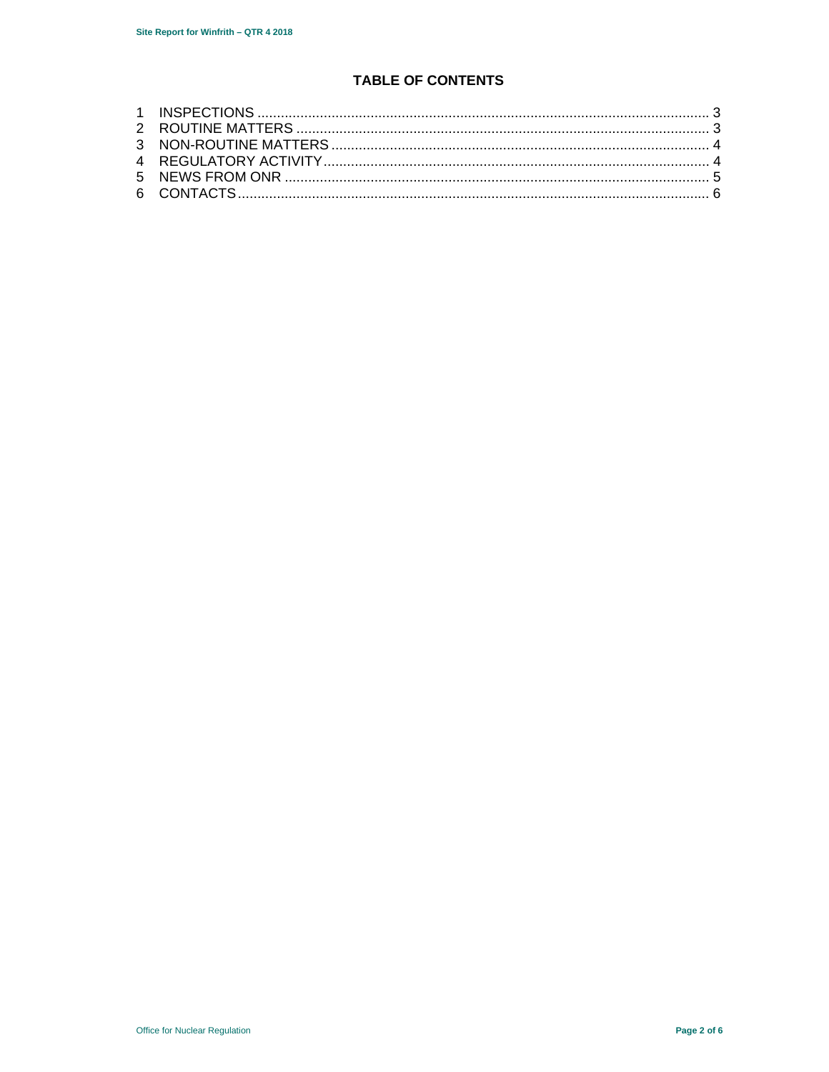## TABLE OF CONTENTS

1 INSPECTIONS ........................................................................................................ 3
2 ROUTINE MATTERS ............................................................................................. 3
3 NON-ROUTINE MATTERS ..................................................................................... 4
4 REGULATORY ACTIVITY ....................................................................................... 4
5 NEWS FROM ONR ................................................................................................ 5
6 CONTACTS ............................................................................................................ 6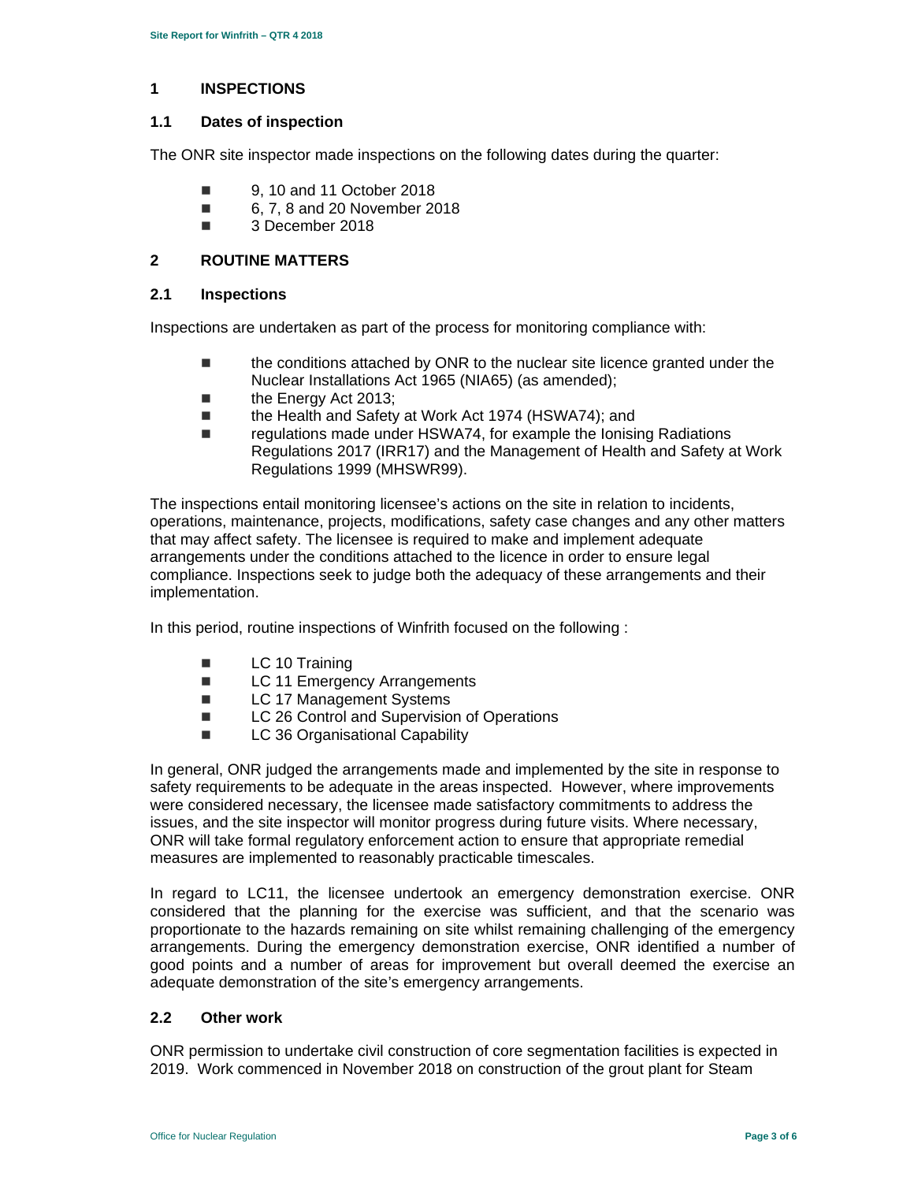## 1 INSPECTIONS

### 1.1 Dates of inspection

The ONR site inspector made inspections on the following dates during the quarter:

- 9, 10 and 11 October 2018
- 6, 7, 8 and 20 November 2018
- 3 December 2018

## 2 ROUTINE MATTERS

### 2.1 Inspections

Inspections are undertaken as part of the process for monitoring compliance with:

- the conditions attached by ONR to the nuclear site licence granted under the Nuclear Installations Act 1965 (NIA65) (as amended);
- the Energy Act 2013;
- the Health and Safety at Work Act 1974 (HSWA74); and
- regulations made under HSWA74, for example the Ionising Radiations Regulations 2017 (IRR17) and the Management of Health and Safety at Work Regulations 1999 (MHSWR99).

The inspections entail monitoring licensee's actions on the site in relation to incidents, operations, maintenance, projects, modifications, safety case changes and any other matters that may affect safety. The licensee is required to make and implement adequate arrangements under the conditions attached to the licence in order to ensure legal compliance. Inspections seek to judge both the adequacy of these arrangements and their implementation.

In this period, routine inspections of Winfrith focused on the following :

- LC 10 Training
- LC 11 Emergency Arrangements
- LC 17 Management Systems
- LC 26 Control and Supervision of Operations
- LC 36 Organisational Capability

In general, ONR judged the arrangements made and implemented by the site in response to safety requirements to be adequate in the areas inspected. However, where improvements were considered necessary, the licensee made satisfactory commitments to address the issues, and the site inspector will monitor progress during future visits. Where necessary, ONR will take formal regulatory enforcement action to ensure that appropriate remedial measures are implemented to reasonably practicable timescales.

In regard to LC11, the licensee undertook an emergency demonstration exercise. ONR considered that the planning for the exercise was sufficient, and that the scenario was proportionate to the hazards remaining on site whilst remaining challenging of the emergency arrangements. During the emergency demonstration exercise, ONR identified a number of good points and a number of areas for improvement but overall deemed the exercise an adequate demonstration of the site's emergency arrangements.

### 2.2 Other work

ONR permission to undertake civil construction of core segmentation facilities is expected in 2019. Work commenced in November 2018 on construction of the grout plant for Steam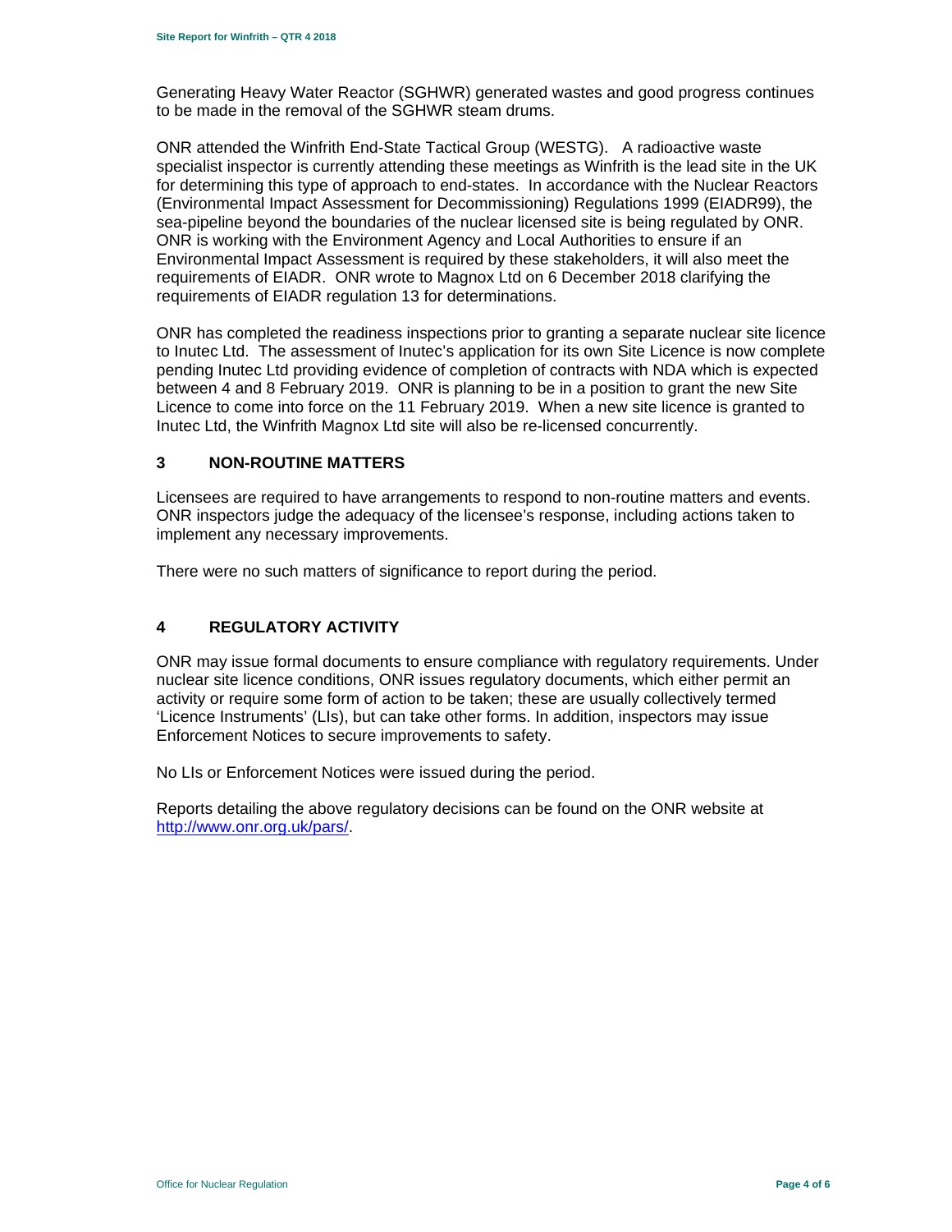Generating Heavy Water Reactor (SGHWR) generated wastes and good progress continues to be made in the removal of the SGHWR steam drums.

ONR attended the Winfrith End-State Tactical Group (WESTG). A radioactive waste specialist inspector is currently attending these meetings as Winfrith is the lead site in the UK for determining this type of approach to end-states. In accordance with the Nuclear Reactors (Environmental Impact Assessment for Decommissioning) Regulations 1999 (EIADR99), the sea-pipeline beyond the boundaries of the nuclear licensed site is being regulated by ONR. ONR is working with the Environment Agency and Local Authorities to ensure if an Environmental Impact Assessment is required by these stakeholders, it will also meet the requirements of EIADR. ONR wrote to Magnox Ltd on 6 December 2018 clarifying the requirements of EIADR regulation 13 for determinations.

ONR has completed the readiness inspections prior to granting a separate nuclear site licence to Inutec Ltd. The assessment of Inutec's application for its own Site Licence is now complete pending Inutec Ltd providing evidence of completion of contracts with NDA which is expected between 4 and 8 February 2019. ONR is planning to be in a position to grant the new Site Licence to come into force on the 11 February 2019. When a new site licence is granted to Inutec Ltd, the Winfrith Magnox Ltd site will also be re-licensed concurrently.

## 3 NON-ROUTINE MATTERS

Licensees are required to have arrangements to respond to non-routine matters and events. ONR inspectors judge the adequacy of the licensee's response, including actions taken to implement any necessary improvements.

There were no such matters of significance to report during the period.

## 4 REGULATORY ACTIVITY

ONR may issue formal documents to ensure compliance with regulatory requirements. Under nuclear site licence conditions, ONR issues regulatory documents, which either permit an activity or require some form of action to be taken; these are usually collectively termed 'Licence Instruments' (LIs), but can take other forms. In addition, inspectors may issue Enforcement Notices to secure improvements to safety.

No LIs or Enforcement Notices were issued during the period.

Reports detailing the above regulatory decisions can be found on the ONR website at [http://www.onr.org.uk/pars/](http://www.onr.org.uk/pars/).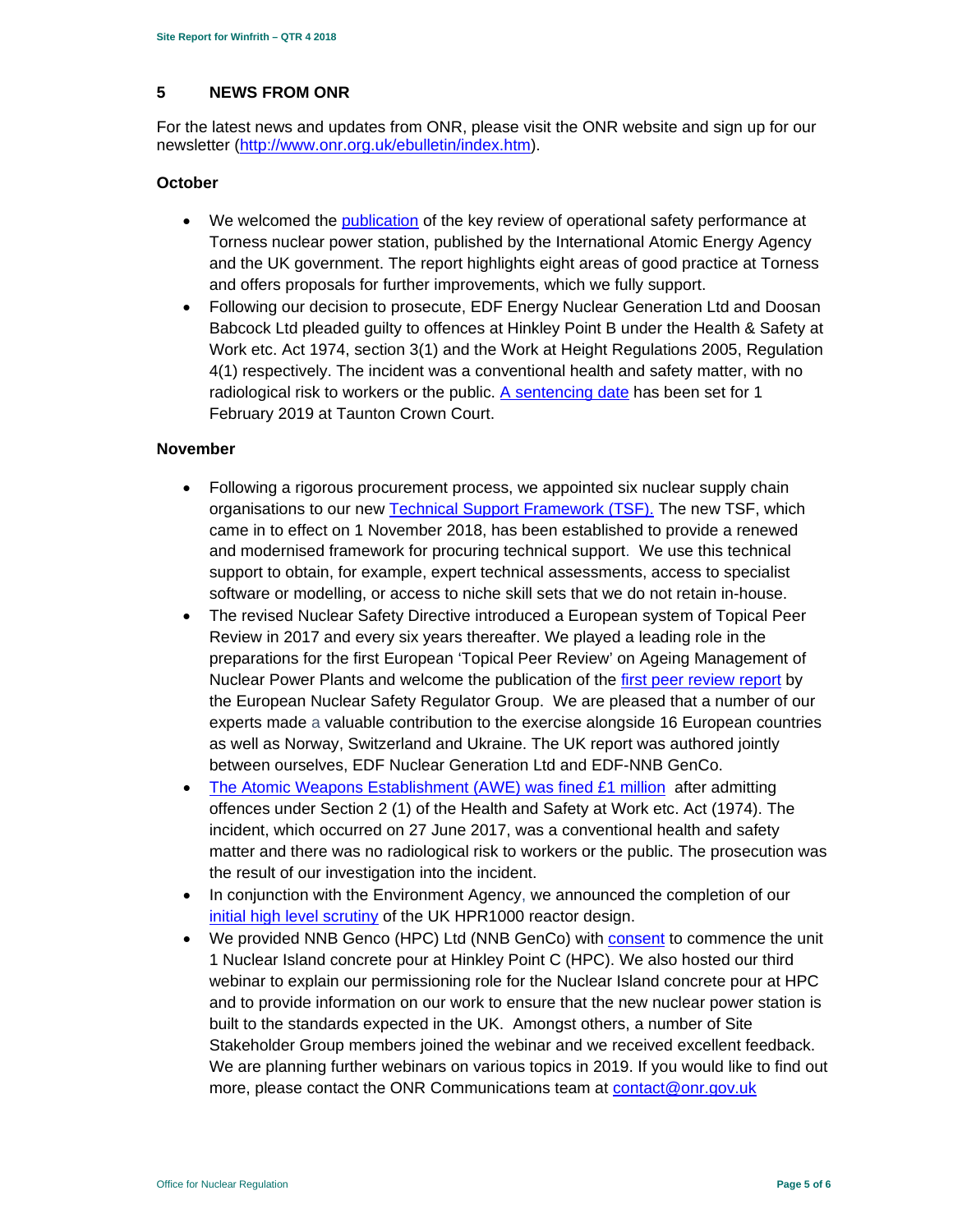## 5 NEWS FROM ONR

For the latest news and updates from ONR, please visit the ONR website and sign up for our newsletter (http://www.onr.org.uk/ebulletin/index.htm).

### October

- We welcomed the publication of the key review of operational safety performance at Torness nuclear power station, published by the International Atomic Energy Agency and the UK government. The report highlights eight areas of good practice at Torness and offers proposals for further improvements, which we fully support.
- Following our decision to prosecute, EDF Energy Nuclear Generation Ltd and Doosan Babcock Ltd pleaded guilty to offences at Hinkley Point B under the Health & Safety at Work etc. Act 1974, section 3(1) and the Work at Height Regulations 2005, Regulation 4(1) respectively. The incident was a conventional health and safety matter, with no radiological risk to workers or the public. A sentencing date has been set for 1 February 2019 at Taunton Crown Court.

### November

- Following a rigorous procurement process, we appointed six nuclear supply chain organisations to our new Technical Support Framework (TSF). The new TSF, which came in to effect on 1 November 2018, has been established to provide a renewed and modernised framework for procuring technical support. We use this technical support to obtain, for example, expert technical assessments, access to specialist software or modelling, or access to niche skill sets that we do not retain in-house.
- The revised Nuclear Safety Directive introduced a European system of Topical Peer Review in 2017 and every six years thereafter. We played a leading role in the preparations for the first European 'Topical Peer Review' on Ageing Management of Nuclear Power Plants and welcome the publication of the first peer review report by the European Nuclear Safety Regulator Group. We are pleased that a number of our experts made a valuable contribution to the exercise alongside 16 European countries as well as Norway, Switzerland and Ukraine. The UK report was authored jointly between ourselves, EDF Nuclear Generation Ltd and EDF-NNB GenCo.
- The Atomic Weapons Establishment (AWE) was fined £1 million after admitting offences under Section 2 (1) of the Health and Safety at Work etc. Act (1974). The incident, which occurred on 27 June 2017, was a conventional health and safety matter and there was no radiological risk to workers or the public. The prosecution was the result of our investigation into the incident.
- In conjunction with the Environment Agency, we announced the completion of our initial high level scrutiny of the UK HPR1000 reactor design.
- We provided NNB Genco (HPC) Ltd (NNB GenCo) with consent to commence the unit 1 Nuclear Island concrete pour at Hinkley Point C (HPC). We also hosted our third webinar to explain our permissioning role for the Nuclear Island concrete pour at HPC and to provide information on our work to ensure that the new nuclear power station is built to the standards expected in the UK. Amongst others, a number of Site Stakeholder Group members joined the webinar and we received excellent feedback. We are planning further webinars on various topics in 2019. If you would like to find out more, please contact the ONR Communications team at contact@onr.gov.uk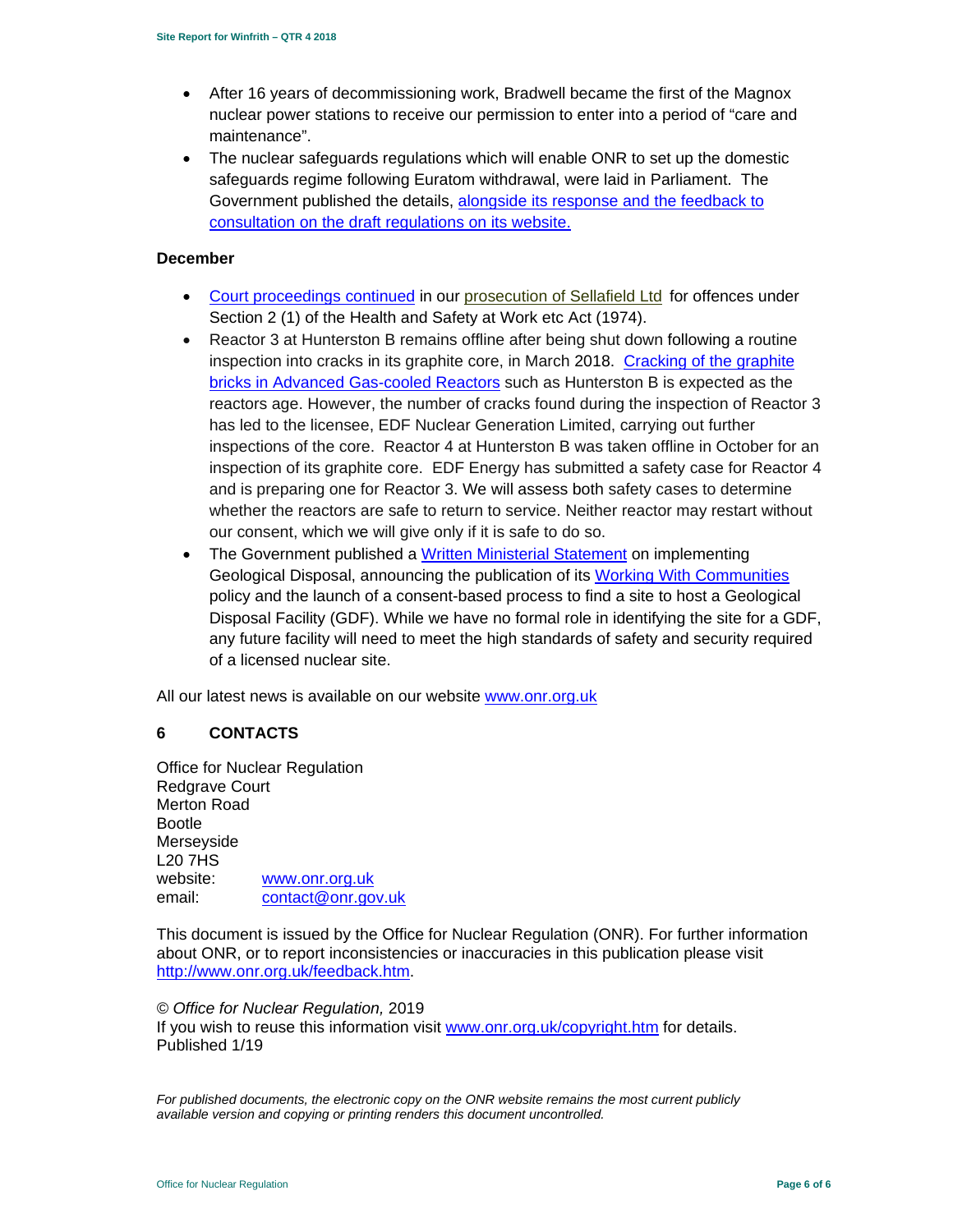- After 16 years of decommissioning work, Bradwell became the first of the Magnox nuclear power stations to receive our permission to enter into a period of "care and maintenance".
- The nuclear safeguards regulations which will enable ONR to set up the domestic safeguards regime following Euratom withdrawal, were laid in Parliament. The Government published the details, alongside its response and the feedback to consultation on the draft regulations on its website.

**December**

- Court proceedings continued in our prosecution of Sellafield Ltd for offences under Section 2 (1) of the Health and Safety at Work etc Act (1974).
- Reactor 3 at Hunterston B remains offline after being shut down following a routine inspection into cracks in its graphite core, in March 2018. Cracking of the graphite bricks in Advanced Gas-cooled Reactors such as Hunterston B is expected as the reactors age. However, the number of cracks found during the inspection of Reactor 3 has led to the licensee, EDF Nuclear Generation Limited, carrying out further inspections of the core. Reactor 4 at Hunterston B was taken offline in October for an inspection of its graphite core. EDF Energy has submitted a safety case for Reactor 4 and is preparing one for Reactor 3. We will assess both safety cases to determine whether the reactors are safe to return to service. Neither reactor may restart without our consent, which we will give only if it is safe to do so.
- The Government published a Written Ministerial Statement on implementing Geological Disposal, announcing the publication of its Working With Communities policy and the launch of a consent-based process to find a site to host a Geological Disposal Facility (GDF). While we have no formal role in identifying the site for a GDF, any future facility will need to meet the high standards of safety and security required of a licensed nuclear site.

All our latest news is available on our website www.onr.org.uk

## 6 CONTACTS

Office for Nuclear Regulation
Redgrave Court
Merton Road
Bootle
Merseyside
L20 7HS
website: www.onr.org.uk
email: contact@onr.gov.uk

This document is issued by the Office for Nuclear Regulation (ONR). For further information about ONR, or to report inconsistencies or inaccuracies in this publication please visit http://www.onr.org.uk/feedback.htm.

© *Office for Nuclear Regulation,* 2019
If you wish to reuse this information visit www.onr.org.uk/copyright.htm for details.
Published 1/19

*For published documents, the electronic copy on the ONR website remains the most current publicly available version and copying or printing renders this document uncontrolled.*